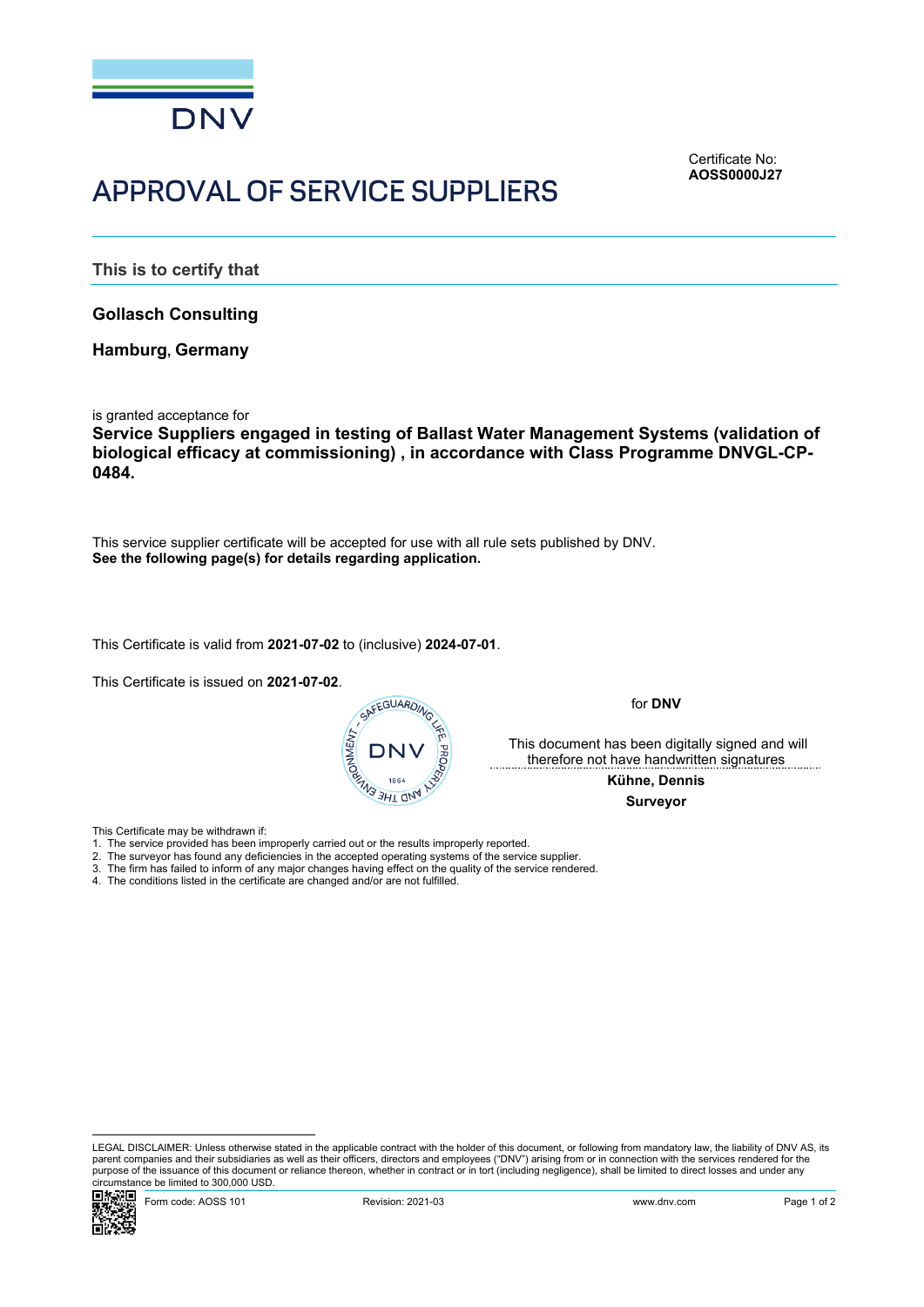Certificate No:
**AOSS0000J27**

# APPROVAL OF SERVICE SUPPLIERS

**This is to certify that**

**Gollasch Consulting**

**Hamburg, Germany**

is granted acceptance for

**Service Suppliers engaged in testing of Ballast Water Management Systems (validation of biological efficacy at commissioning) , in accordance with Class Programme DNVGL-CP-0484.**

This service supplier certificate will be accepted for use with all rule sets published by DNV.
**See the following page(s) for details regarding application.**

This Certificate is valid from **2021-07-02** to (inclusive) **2024-07-01**.

This Certificate is issued on **2021-07-02**.

for **DNV**

This document has been digitally signed and will therefore not have handwritten signatures

**Kühne, Dennis**
**Surveyor**

This Certificate may be withdrawn if:

1. The service provided has been improperly carried out or the results improperly reported.
2. The surveyor has found any deficiencies in the accepted operating systems of the service supplier.
3. The firm has failed to inform of any major changes having effect on the quality of the service rendered.
4. The conditions listed in the certificate are changed and/or are not fulfilled.

LEGAL DISCLAIMER: Unless otherwise stated in the applicable contract with the holder of this document, or following from mandatory law, the liability of DNV AS, its parent companies and their subsidiaries as well as their officers, directors and employees ("DNV") arising from or in connection with the services rendered for the purpose of the issuance of this document or reliance thereon, whether in contract or in tort (including negligence), shall be limited to direct losses and under any circumstance be limited to 300,000 USD.

Form code: AOSS 101 | Revision: 2021-03 | www.dnv.com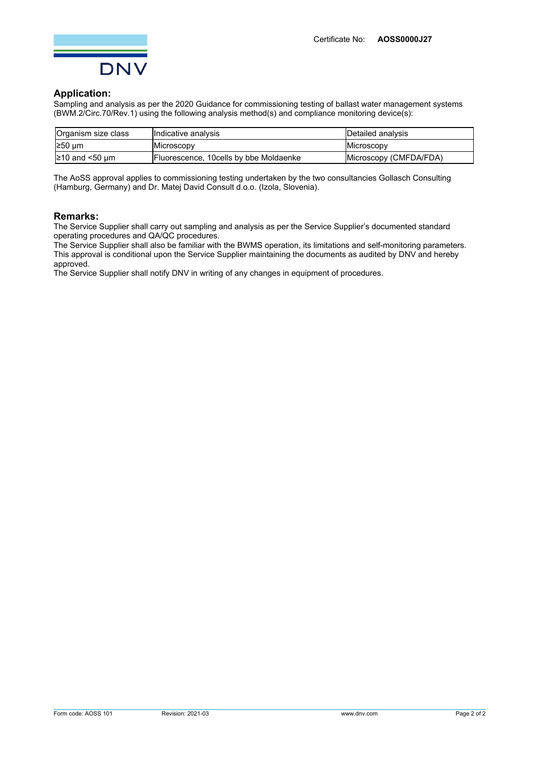Certificate No: **AOSS0000J27**

## Application:

Sampling and analysis as per the 2020 Guidance for commissioning testing of ballast water management systems (BWM.2/Circ.70/Rev.1) using the following analysis method(s) and compliance monitoring device(s):

| Organism size class | Indicative analysis | Detailed analysis |
|---|---|---|
| ≥50 µm | Microscopy | Microscopy |
| ≥10 and <50 µm | Fluorescence, 10cells by bbe Moldaenke | Microscopy (CMFDA/FDA) |

The AoSS approval applies to commissioning testing undertaken by the two consultancies Gollasch Consulting (Hamburg, Germany) and Dr. Matej David Consult d.o.o. (Izola, Slovenia).

## Remarks:

The Service Supplier shall carry out sampling and analysis as per the Service Supplier's documented standard operating procedures and QA/QC procedures.
The Service Supplier shall also be familiar with the BWMS operation, its limitations and self-monitoring parameters.
This approval is conditional upon the Service Supplier maintaining the documents as audited by DNV and hereby approved.
The Service Supplier shall notify DNV in writing of any changes in equipment of procedures.